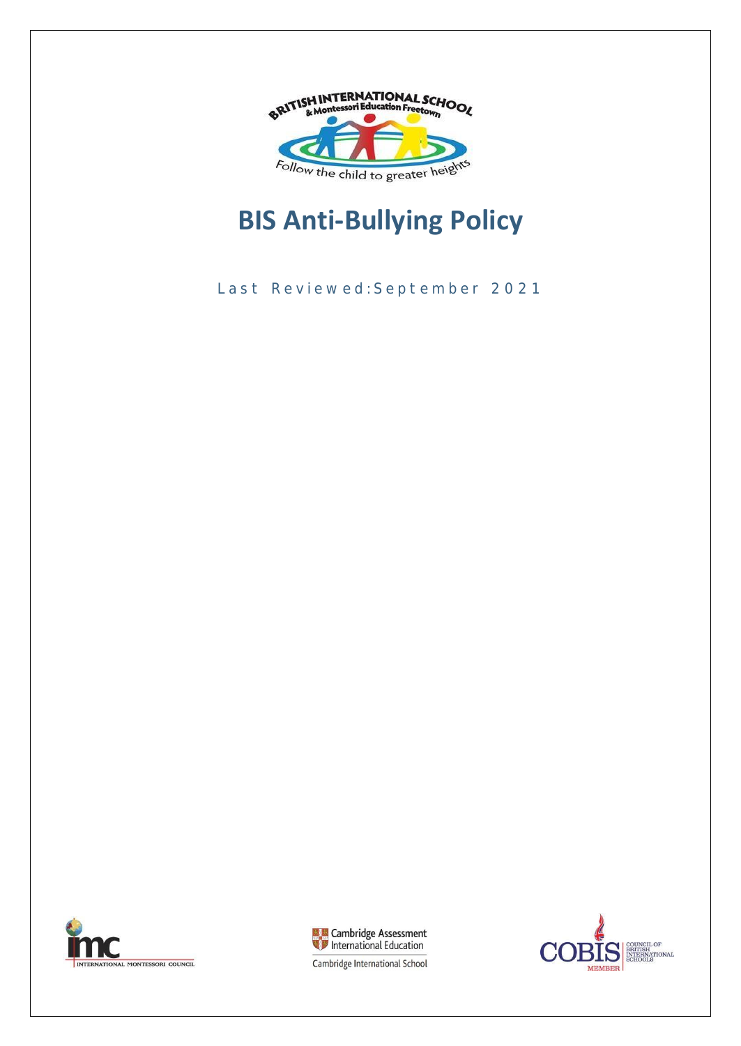# BIS Anti-Bullying Policy

Last Reviewed:September 2021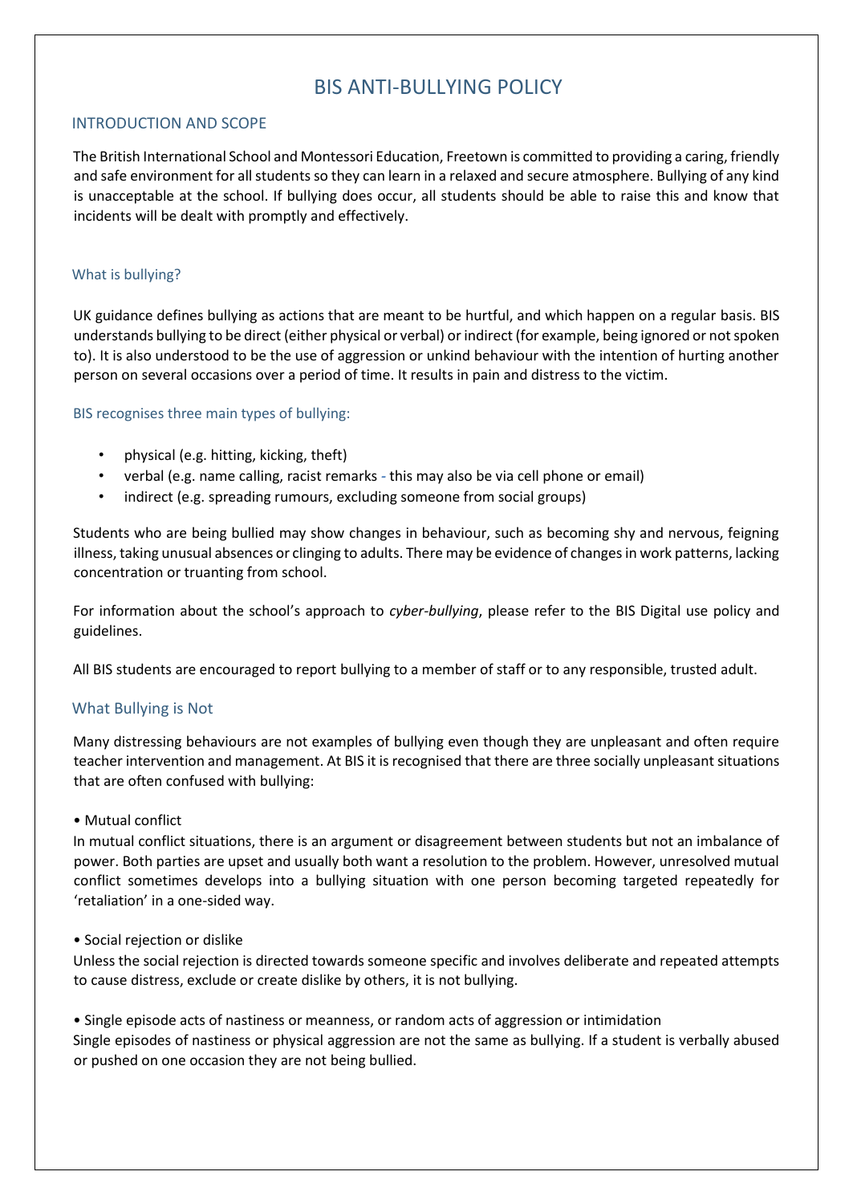# BIS ANTI-BULLYING POLICY

## INTRODUCTION AND SCOPE

The British International School and Montessori Education, Freetown is committed to providing a caring, friendly and safe environment for all students so they can learn in a relaxed and secure atmosphere. Bullying of any kind is unacceptable at the school. If bullying does occur, all students should be able to raise this and know that incidents will be dealt with promptly and effectively.

### What is bullying?

UK guidance defines bullying as actions that are meant to be hurtful, and which happen on a regular basis. BIS understands bullying to be direct (either physical or verbal) or indirect (for example, being ignored or not spoken to). It is also understood to be the use of aggression or unkind behaviour with the intention of hurting another person on several occasions over a period of time. It results in pain and distress to the victim.

### BIS recognises three main types of bullying:

- physical (e.g. hitting, kicking, theft)
- verbal (e.g. name calling, racist remarks - this may also be via cell phone or email)
- indirect (e.g. spreading rumours, excluding someone from social groups)

Students who are being bullied may show changes in behaviour, such as becoming shy and nervous, feigning illness, taking unusual absences or clinging to adults. There may be evidence of changes in work patterns, lacking concentration or truanting from school.

For information about the school's approach to *cyber-bullying*, please refer to the BIS Digital use policy and guidelines.

All BIS students are encouraged to report bullying to a member of staff or to any responsible, trusted adult.

## What Bullying is Not

Many distressing behaviours are not examples of bullying even though they are unpleasant and often require teacher intervention and management. At BIS it is recognised that there are three socially unpleasant situations that are often confused with bullying:

• Mutual conflict
In mutual conflict situations, there is an argument or disagreement between students but not an imbalance of power. Both parties are upset and usually both want a resolution to the problem. However, unresolved mutual conflict sometimes develops into a bullying situation with one person becoming targeted repeatedly for 'retaliation' in a one-sided way.

• Social rejection or dislike
Unless the social rejection is directed towards someone specific and involves deliberate and repeated attempts to cause distress, exclude or create dislike by others, it is not bullying.

• Single episode acts of nastiness or meanness, or random acts of aggression or intimidation
Single episodes of nastiness or physical aggression are not the same as bullying. If a student is verbally abused or pushed on one occasion they are not being bullied.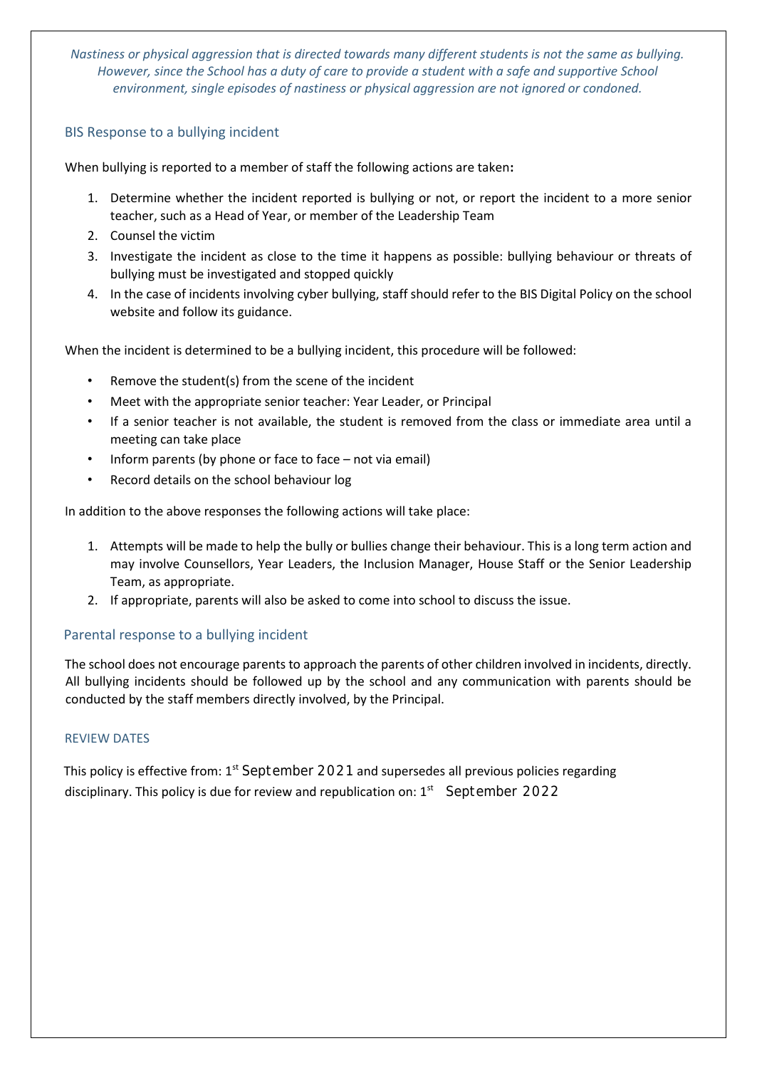*Nastiness or physical aggression that is directed towards many different students is not the same as bullying. However, since the School has a duty of care to provide a student with a safe and supportive School environment, single episodes of nastiness or physical aggression are not ignored or condoned.*

## BIS Response to a bullying incident

When bullying is reported to a member of staff the following actions are taken**:**

1. Determine whether the incident reported is bullying or not, or report the incident to a more senior teacher, such as a Head of Year, or member of the Leadership Team
2. Counsel the victim
3. Investigate the incident as close to the time it happens as possible: bullying behaviour or threats of bullying must be investigated and stopped quickly
4. In the case of incidents involving cyber bullying, staff should refer to the BIS Digital Policy on the school website and follow its guidance.

When the incident is determined to be a bullying incident, this procedure will be followed:

- Remove the student(s) from the scene of the incident
- Meet with the appropriate senior teacher: Year Leader, or Principal
- If a senior teacher is not available, the student is removed from the class or immediate area until a meeting can take place
- Inform parents (by phone or face to face – not via email)
- Record details on the school behaviour log

In addition to the above responses the following actions will take place:

1. Attempts will be made to help the bully or bullies change their behaviour. This is a long term action and may involve Counsellors, Year Leaders, the Inclusion Manager, House Staff or the Senior Leadership Team, as appropriate.
2. If appropriate, parents will also be asked to come into school to discuss the issue.

## Parental response to a bullying incident

The school does not encourage parents to approach the parents of other children involved in incidents, directly. All bullying incidents should be followed up by the school and any communication with parents should be conducted by the staff members directly involved, by the Principal.

### REVIEW DATES

This policy is effective from: 1st September 2021 and supersedes all previous policies regarding disciplinary. This policy is due for review and republication on: 1st September 2022